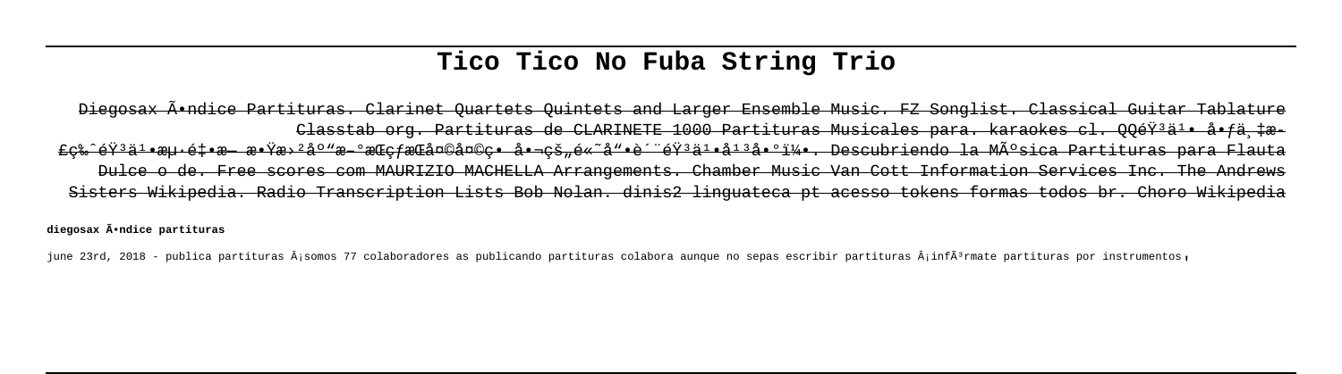# Tico Tico No Fuba String Trio

Diegosax Ã•ndice Partituras. Clarinet Quartets Quintets and Larger Ensemble Music. FZ Songlist. Classical Guitar Tablature Classtab org. Partituras de CLARINETE 1000 Partituras Musicales para. karaokes cl. QQéŸ³ä¹• å•ƒä¸‡æ­£ç‰ˆéŸ³ä¹•æµ·é‡•æ— æ•Ÿæ›²åº"æ–°æŒç ƒæŒå¤©å¤©ç• å•¬çš„é«˜å"•è´¨éŸ³ä¹•å¹³å•°ï¼•. Descubriendo la MÃºsica Partituras para Flauta Dulce o de. Free scores com MAURIZIO MACHELLA Arrangements. Chamber Music Van Cott Information Services Inc. The Andrews Sisters Wikipedia. Radio Transcription Lists Bob Nolan. dinis2 linguateca pt acesso tokens formas todos br. Choro Wikipedia

**diegosax Ã•ndice partituras**

june 23rd, 2018 - publica partituras Â¡somos 77 colaboradores as publicando partituras colabora aunque no sepas escribir partituras Â¡infÃ³rmate partituras por instrumentos,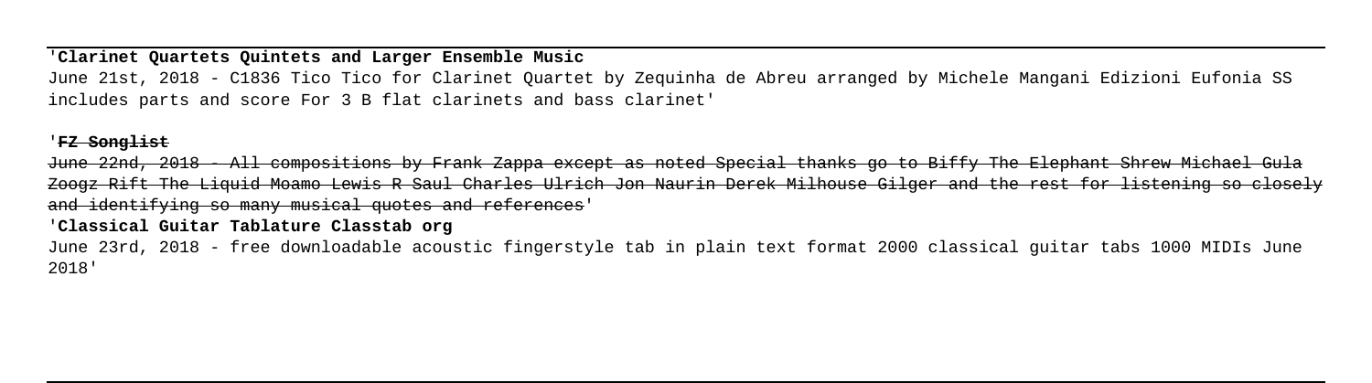'**Clarinet Quartets Quintets and Larger Ensemble Music**

June 21st, 2018 - C1836 Tico Tico for Clarinet Quartet by Zequinha de Abreu arranged by Michele Mangani Edizioni Eufonia SS includes parts and score For 3 B flat clarinets and bass clarinet'

'~~**FZ Songlist**~~

~~June 22nd, 2018 - All compositions by Frank Zappa except as noted Special thanks go to Biffy The Elephant Shrew Michael Gula Zoogz Rift The Liquid Moamo Lewis R Saul Charles Ulrich Jon Naurin Derek Milhouse Gilger and the rest for listening so closely and identifying so many musical quotes and references~~'

'**Classical Guitar Tablature Classtab org**

June 23rd, 2018 - free downloadable acoustic fingerstyle tab in plain text format 2000 classical guitar tabs 1000 MIDIs June 2018'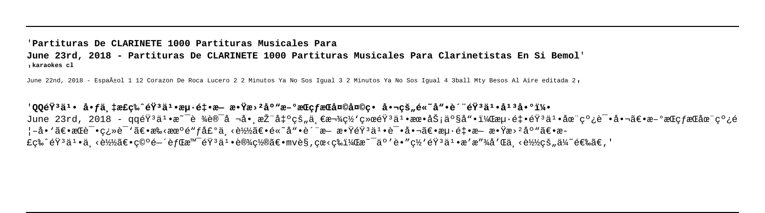'**Partituras De CLARINETE 1000 Partituras Musicales Para**

**June 23rd, 2018 - Partituras De CLARINETE 1000 Partituras Musicales Para Clarinetistas En Si Bemol**'
,**karaokes cl**

June 22nd, 2018 - EspaÃ±ol 1 12 Corazon De Roca Lucero 2 2 Minutos Ya No Sos Igual 3 2 Minutos Ya No Sos Igual 4 3ball Mty Besos Al Aire editada 2,

'**QQéŸ³ä¹• å•ƒä¸‡æ£ç‰ˆéŸ³ä¹•æµ·é‡•æ— æ•Ÿæ›²åº"æ–°æŒçƒæŒå¤©å¤©ç• å•¬çš"é«˜å"•è´¨éŸ³ä¹•å¹³å•°ï¼•**

June 23rd, 2018 - qqéŸ³ä¹•æ˜¯è ¾è®¯å ¬å•¸æŽ¨å‡ºçš"ä¸€æ¬¾ç½'ç»œéŸ³ä¹•æœ•åŠ¡äº§å"•ï¼Œæµ·é‡•éŸ³ä¹•åœ¨ç º¿è¯•å•¬ã€•æ–°æŒçƒæŒåœ¨ç º¿é ¦–å•'ã€•æŒè¯•ç¿»è¯'ã€•æ‰‹æœºé"ƒå£°ä¸‹è½½ã€•é«˜å"•è´¨æ— æ•ŸéŸ³ä¹•è¯•å•¬ã€•æµ·é‡•æ— æ•Ÿæ›²åº"ã€•æ£ç‰ˆéŸ³ä¹•ä¸‹è½½ã€•ç©ºé—´èƒŒæ™¯éŸ³ä¹•è®¾ç½®ã€•mvè§‚çœ‹ç‰ï¼Œæ˜¯äº'è•"ç½'éŸ³ä¹•æ'æ"¾å'Œä¸‹è½½çš"ä¼˜é€‰ã€'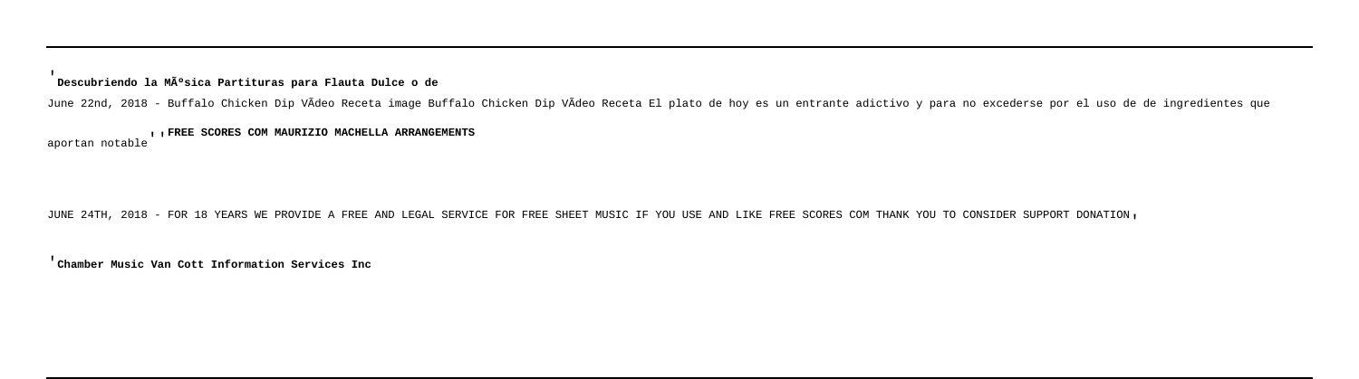'**Descubriendo la MÃºsica Partituras para Flauta Dulce o de**

June 22nd, 2018 - Buffalo Chicken Dip VÃdeo Receta image Buffalo Chicken Dip VÃdeo Receta El plato de hoy es un entrante adictivo y para no excederse por el uso de de ingredientes que aportan notable'',**FREE SCORES COM MAURIZIO MACHELLA ARRANGEMENTS**

JUNE 24TH, 2018 - FOR 18 YEARS WE PROVIDE A FREE AND LEGAL SERVICE FOR FREE SHEET MUSIC IF YOU USE AND LIKE FREE SCORES COM THANK YOU TO CONSIDER SUPPORT DONATION,

'**Chamber Music Van Cott Information Services Inc**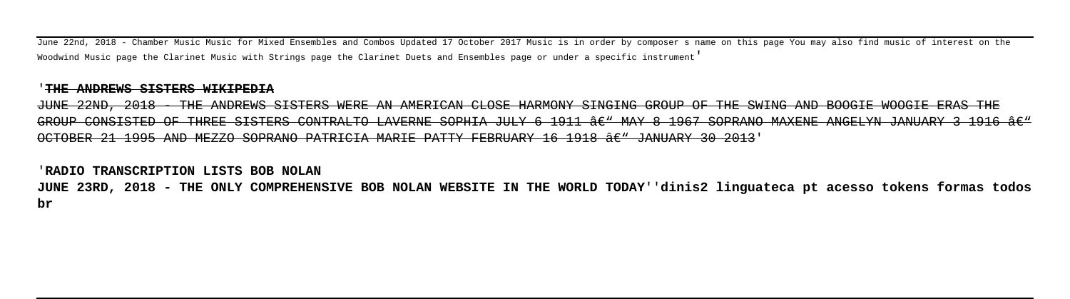June 22nd, 2018 - Chamber Music Music for Mixed Ensembles and Combos Updated 17 October 2017 Music is in order by composer s name on this page You may also find music of interest on the Woodwind Music page the Clarinet Music with Strings page the Clarinet Duets and Ensembles page or under a specific instrument'

'~~**THE ANDREWS SISTERS WIKIPEDIA**~~

~~JUNE 22ND, 2018 - THE ANDREWS SISTERS WERE AN AMERICAN CLOSE HARMONY SINGING GROUP OF THE SWING AND BOOGIE WOOGIE ERAS THE GROUP CONSISTED OF THREE SISTERS CONTRALTO LAVERNE SOPHIA JULY 6 1911 â€" MAY 8 1967 SOPRANO MAXENE ANGELYN JANUARY 3 1916 â€" OCTOBER 21 1995 AND MEZZO SOPRANO PATRICIA MARIE PATTY FEBRUARY 16 1918 â€" JANUARY 30 2013~~'

'**RADIO TRANSCRIPTION LISTS BOB NOLAN**

**JUNE 23RD, 2018 - THE ONLY COMPREHENSIVE BOB NOLAN WEBSITE IN THE WORLD TODAY**''**dinis2 linguateca pt acesso tokens formas todos br**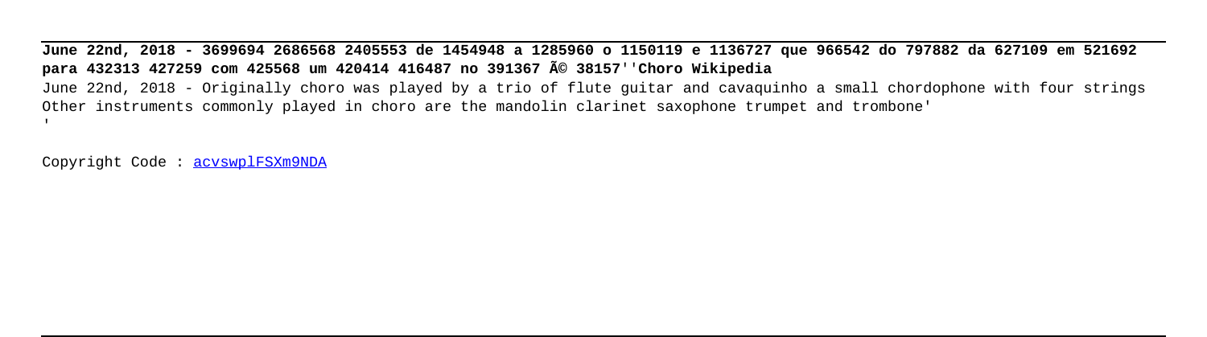**June 22nd, 2018 - 3699694 2686568 2405553 de 1454948 a 1285960 o 1150119 e 1136727 que 966542 do 797882 da 627109 em 521692 para 432313 427259 com 425568 um 420414 416487 no 391367 Ã© 38157''Choro Wikipedia**

June 22nd, 2018 - Originally choro was played by a trio of flute guitar and cavaquinho a small chordophone with four strings Other instruments commonly played in choro are the mandolin clarinet saxophone trumpet and trombone'
'

Copyright Code : acvswplFSXm9NDA